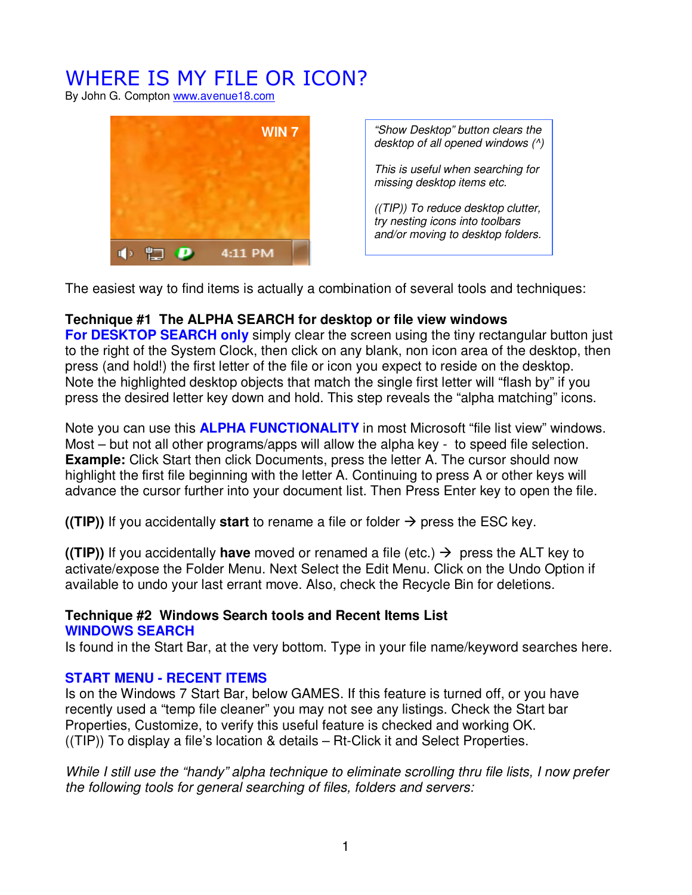# WHERE IS MY FILE OR ICON?

By John G. Compton www.avenue18.com

*"Show Desktop" button clears the desktop of all opened windows (^)*

*This is useful when searching for missing desktop items etc.*

*((TIP)) To reduce desktop clutter, try nesting icons into toolbars and/or moving to desktop folders.*

The easiest way to find items is actually a combination of several tools and techniques:

**Technique #1 The ALPHA SEARCH for desktop or file view windows**

**For DESKTOP SEARCH only** simply clear the screen using the tiny rectangular button just to the right of the System Clock, then click on any blank, non icon area of the desktop, then press (and hold!) the first letter of the file or icon you expect to reside on the desktop. Note the highlighted desktop objects that match the single first letter will "flash by" if you press the desired letter key down and hold. This step reveals the "alpha matching" icons.

Note you can use this **ALPHA FUNCTIONALITY** in most Microsoft "file list view" windows. Most – but not all other programs/apps will allow the alpha key - to speed file selection. **Example:** Click Start then click Documents, press the letter A. The cursor should now highlight the first file beginning with the letter A. Continuing to press A or other keys will advance the cursor further into your document list. Then Press Enter key to open the file.

**((TIP))** If you accidentally **start** to rename a file or folder → press the ESC key.

**((TIP))** If you accidentally **have** moved or renamed a file (etc.) → press the ALT key to activate/expose the Folder Menu. Next Select the Edit Menu. Click on the Undo Option if available to undo your last errant move. Also, check the Recycle Bin for deletions.

**Technique #2 Windows Search tools and Recent Items List**

**WINDOWS SEARCH**

Is found in the Start Bar, at the very bottom. Type in your file name/keyword searches here.

**START MENU - RECENT ITEMS**

Is on the Windows 7 Start Bar, below GAMES. If this feature is turned off, or you have recently used a "temp file cleaner" you may not see any listings. Check the Start bar Properties, Customize, to verify this useful feature is checked and working OK.
((TIP)) To display a file's location & details – Rt-Click it and Select Properties.

*While I still use the "handy" alpha technique to eliminate scrolling thru file lists, I now prefer the following tools for general searching of files, folders and servers:*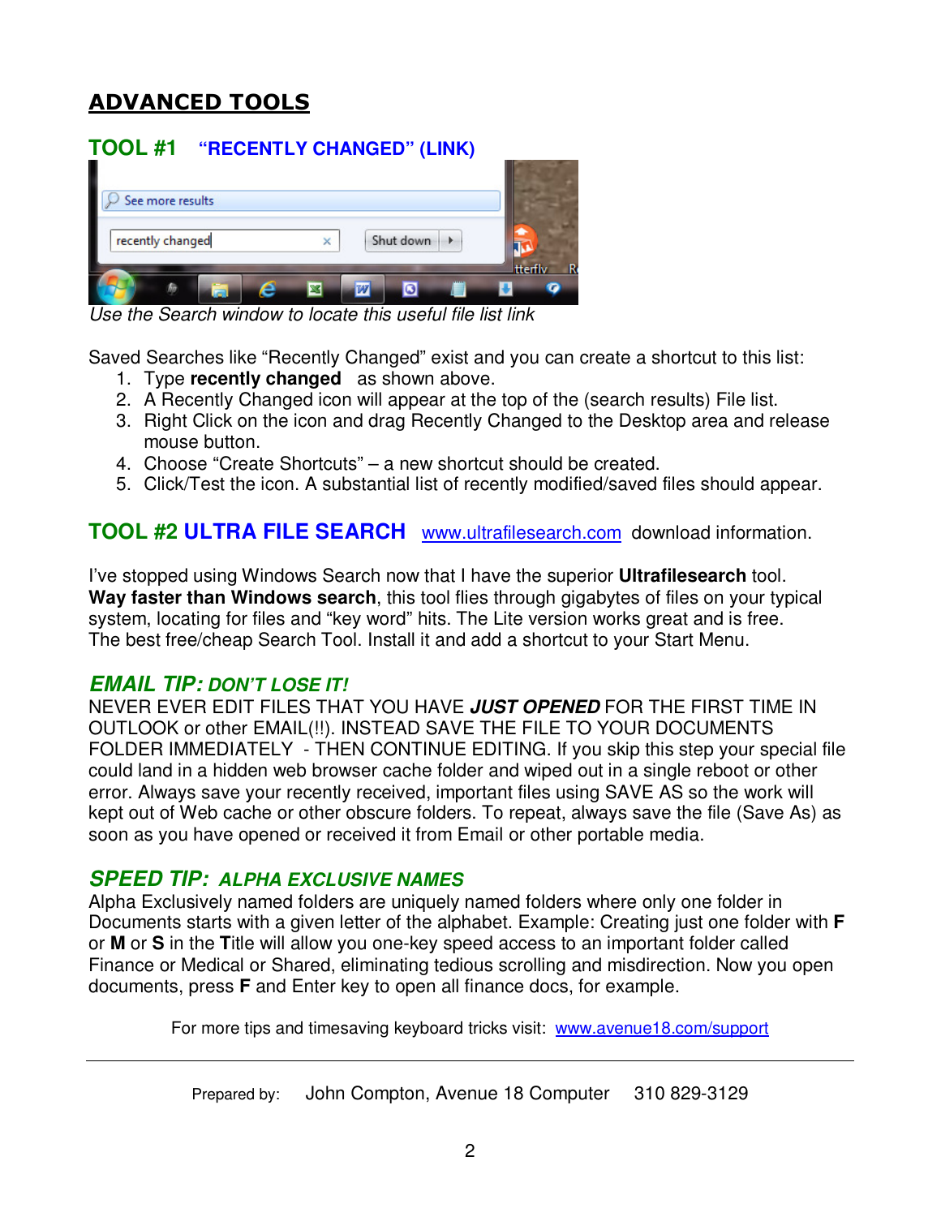# ADVANCED TOOLS

## TOOL #1 "RECENTLY CHANGED" (LINK)

*Use the Search window to locate this useful file list link*

Saved Searches like "Recently Changed" exist and you can create a shortcut to this list:

1. Type **recently changed** as shown above.
2. A Recently Changed icon will appear at the top of the (search results) File list.
3. Right Click on the icon and drag Recently Changed to the Desktop area and release mouse button.
4. Choose "Create Shortcuts" – a new shortcut should be created.
5. Click/Test the icon. A substantial list of recently modified/saved files should appear.

## TOOL #2 ULTRA FILE SEARCH [www.ultrafilesearch.com](http://www.ultrafilesearch.com) download information.

I've stopped using Windows Search now that I have the superior **Ultrafilesearch** tool. **Way faster than Windows search**, this tool flies through gigabytes of files on your typical system, locating for files and "key word" hits. The Lite version works great and is free. The best free/cheap Search Tool. Install it and add a shortcut to your Start Menu.

## *EMAIL TIP: DON'T LOSE IT!*

NEVER EVER EDIT FILES THAT YOU HAVE ***JUST OPENED*** FOR THE FIRST TIME IN OUTLOOK or other EMAIL(!!). INSTEAD SAVE THE FILE TO YOUR DOCUMENTS FOLDER IMMEDIATELY - THEN CONTINUE EDITING. If you skip this step your special file could land in a hidden web browser cache folder and wiped out in a single reboot or other error. Always save your recently received, important files using SAVE AS so the work will kept out of Web cache or other obscure folders. To repeat, always save the file (Save As) as soon as you have opened or received it from Email or other portable media.

## *SPEED TIP: ALPHA EXCLUSIVE NAMES*

Alpha Exclusively named folders are uniquely named folders where only one folder in Documents starts with a given letter of the alphabet. Example: Creating just one folder with **F** or **M** or **S** in the **T**itle will allow you one-key speed access to an important folder called Finance or Medical or Shared, eliminating tedious scrolling and misdirection. Now you open documents, press **F** and Enter key to open all finance docs, for example.

For more tips and timesaving keyboard tricks visit: [www.avenue18.com/support](http://www.avenue18.com/support)

---

Prepared by: John Compton, Avenue 18 Computer 310 829-3129